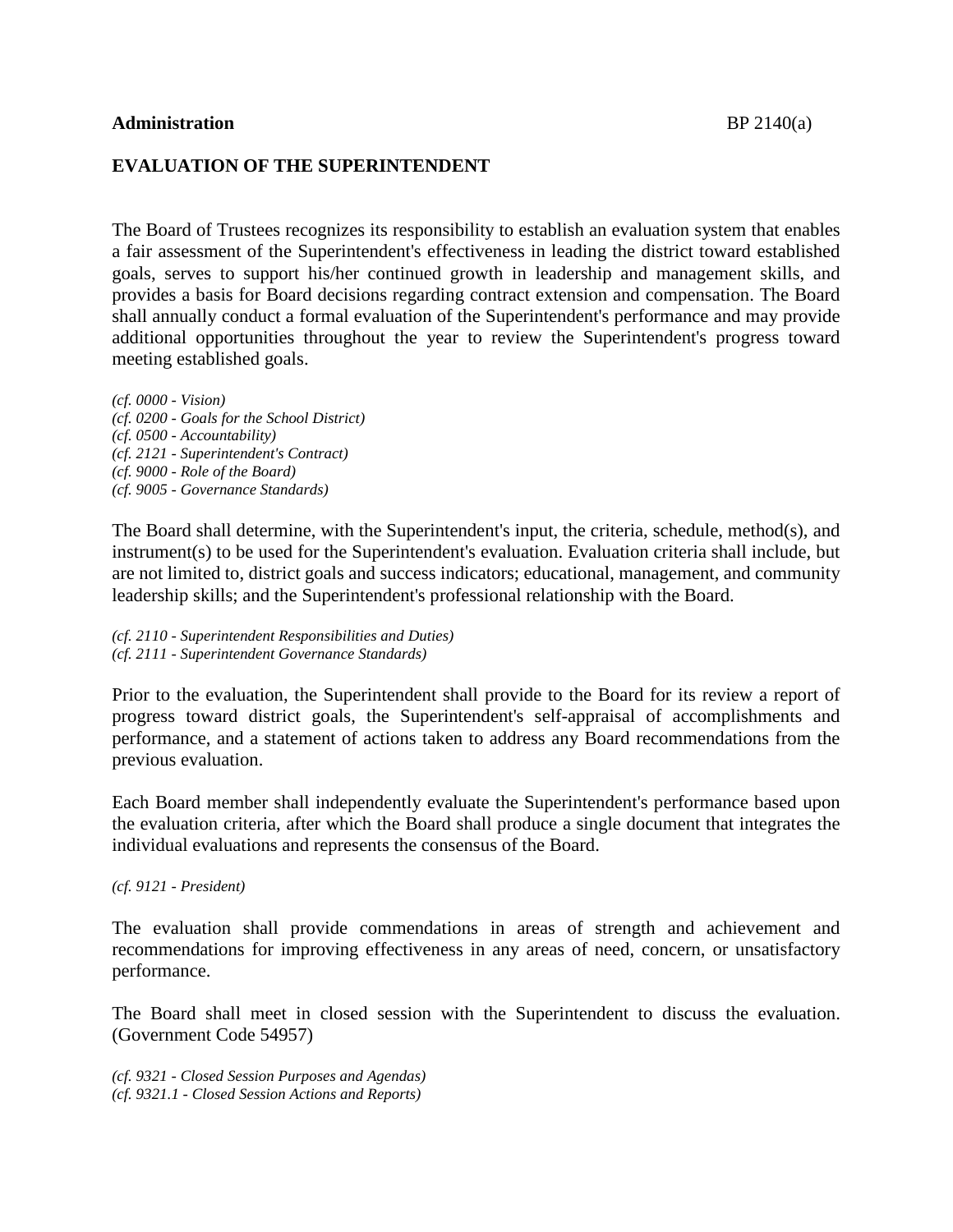**Administration** BP 2140(a)

**EVALUATION OF THE SUPERINTENDENT**

The Board of Trustees recognizes its responsibility to establish an evaluation system that enables a fair assessment of the Superintendent's effectiveness in leading the district toward established goals, serves to support his/her continued growth in leadership and management skills, and provides a basis for Board decisions regarding contract extension and compensation. The Board shall annually conduct a formal evaluation of the Superintendent's performance and may provide additional opportunities throughout the year to review the Superintendent's progress toward meeting established goals.

*(cf. 0000 - Vision)*
*(cf. 0200 - Goals for the School District)*
*(cf. 0500 - Accountability)*
*(cf. 2121 - Superintendent's Contract)*
*(cf. 9000 - Role of the Board)*
*(cf. 9005 - Governance Standards)*

The Board shall determine, with the Superintendent's input, the criteria, schedule, method(s), and instrument(s) to be used for the Superintendent's evaluation. Evaluation criteria shall include, but are not limited to, district goals and success indicators; educational, management, and community leadership skills; and the Superintendent's professional relationship with the Board.

*(cf. 2110 - Superintendent Responsibilities and Duties)*
*(cf. 2111 - Superintendent Governance Standards)*

Prior to the evaluation, the Superintendent shall provide to the Board for its review a report of progress toward district goals, the Superintendent's self-appraisal of accomplishments and performance, and a statement of actions taken to address any Board recommendations from the previous evaluation.

Each Board member shall independently evaluate the Superintendent's performance based upon the evaluation criteria, after which the Board shall produce a single document that integrates the individual evaluations and represents the consensus of the Board.

*(cf. 9121 - President)*

The evaluation shall provide commendations in areas of strength and achievement and recommendations for improving effectiveness in any areas of need, concern, or unsatisfactory performance.

The Board shall meet in closed session with the Superintendent to discuss the evaluation. (Government Code 54957)

*(cf. 9321 - Closed Session Purposes and Agendas)*
*(cf. 9321.1 - Closed Session Actions and Reports)*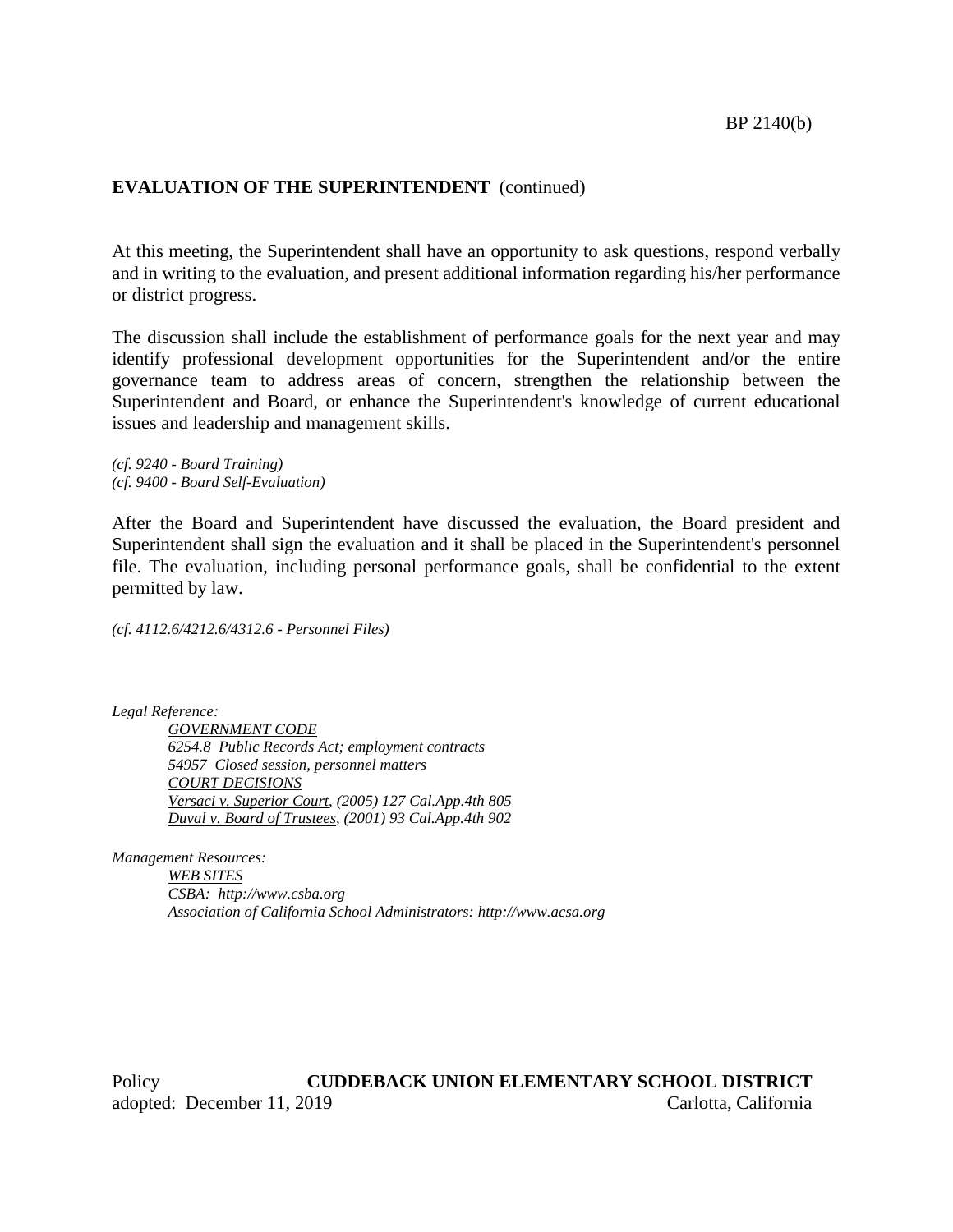## EVALUATION OF THE SUPERINTENDENT (continued)

At this meeting, the Superintendent shall have an opportunity to ask questions, respond verbally and in writing to the evaluation, and present additional information regarding his/her performance or district progress.

The discussion shall include the establishment of performance goals for the next year and may identify professional development opportunities for the Superintendent and/or the entire governance team to address areas of concern, strengthen the relationship between the Superintendent and Board, or enhance the Superintendent's knowledge of current educational issues and leadership and management skills.

*(cf. 9240 - Board Training)*
*(cf. 9400 - Board Self-Evaluation)*

After the Board and Superintendent have discussed the evaluation, the Board president and Superintendent shall sign the evaluation and it shall be placed in the Superintendent's personnel file. The evaluation, including personal performance goals, shall be confidential to the extent permitted by law.

*(cf. 4112.6/4212.6/4312.6 - Personnel Files)*

*Legal Reference:*

*GOVERNMENT CODE*
*6254.8 Public Records Act; employment contracts*
*54957 Closed session, personnel matters*
*COURT DECISIONS*
*Versaci v. Superior Court, (2005) 127 Cal.App.4th 805*
*Duval v. Board of Trustees, (2001) 93 Cal.App.4th 902*

*Management Resources:*

*WEB SITES*
*CSBA: http://www.csba.org*
*Association of California School Administrators: http://www.acsa.org*

Policy **CUDDEBACK UNION ELEMENTARY SCHOOL DISTRICT**
adopted: December 11, 2019 Carlotta, California